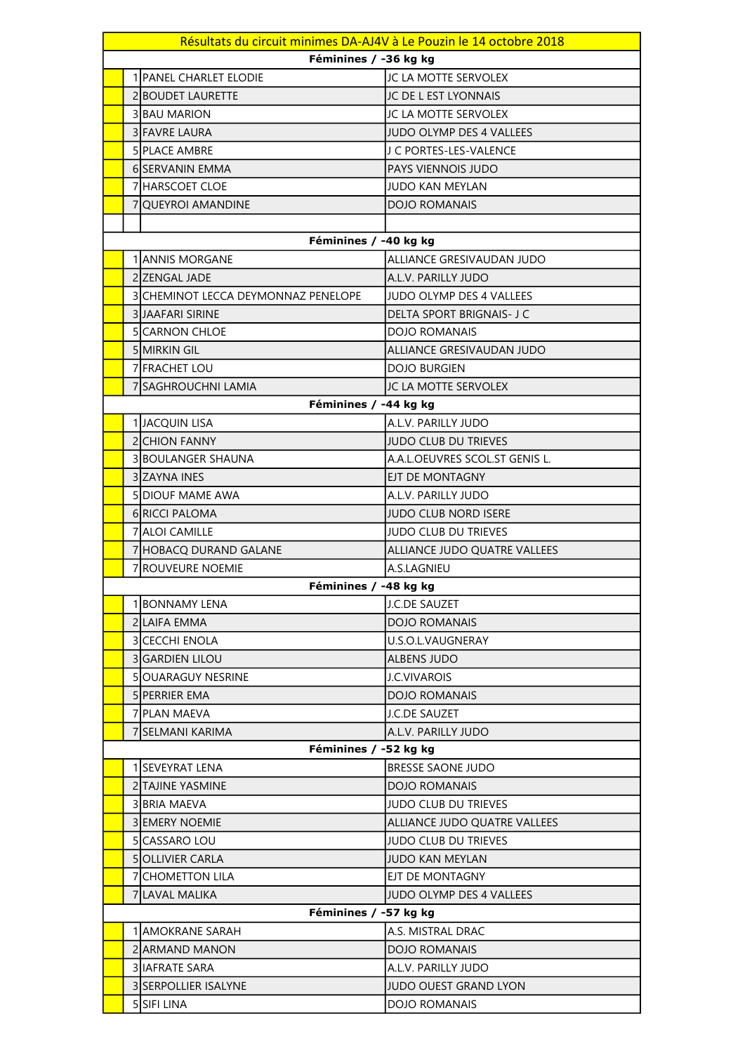| Résultats du circuit minimes DA-AJ4V à Le Pouzin le 14 octobre 2018 | | | |
|---|---|---|---|
| **Féminines / -36 kg kg** | | | |
| | 1 | PANEL CHARLET ELODIE | JC LA MOTTE SERVOLEX |
| | 2 | BOUDET LAURETTE | JC DE L EST LYONNAIS |
| | 3 | BAU MARION | JC LA MOTTE SERVOLEX |
| | 3 | FAVRE LAURA | JUDO OLYMP DES 4 VALLEES |
| | 5 | PLACE AMBRE | J C PORTES-LES-VALENCE |
| | 6 | SERVANIN EMMA | PAYS VIENNOIS JUDO |
| | 7 | HARSCOET CLOE | JUDO KAN MEYLAN |
| | 7 | QUEYROI AMANDINE | DOJO ROMANAIS |
| | | | |
| **Féminines / -40 kg kg** | | | |
| | 1 | ANNIS MORGANE | ALLIANCE GRESIVAUDAN JUDO |
| | 2 | ZENGAL JADE | A.L.V. PARILLY JUDO |
| | 3 | CHEMINOT LECCA DEYMONNAZ PENELOPE | JUDO OLYMP DES 4 VALLEES |
| | 3 | JAAFARI SIRINE | DELTA SPORT BRIGNAIS- J C |
| | 5 | CARNON CHLOE | DOJO ROMANAIS |
| | 5 | MIRKIN GIL | ALLIANCE GRESIVAUDAN JUDO |
| | 7 | FRACHET LOU | DOJO BURGIEN |
| | 7 | SAGHROUCHNI LAMIA | JC LA MOTTE SERVOLEX |
| **Féminines / -44 kg kg** | | | |
| | 1 | JACQUIN LISA | A.L.V. PARILLY JUDO |
| | 2 | CHION FANNY | JUDO CLUB DU TRIEVES |
| | 3 | BOULANGER SHAUNA | A.A.L.OEUVRES SCOL.ST GENIS L. |
| | 3 | ZAYNA INES | EJT DE MONTAGNY |
| | 5 | DIOUF MAME AWA | A.L.V. PARILLY JUDO |
| | 6 | RICCI PALOMA | JUDO CLUB NORD ISERE |
| | 7 | ALOI CAMILLE | JUDO CLUB DU TRIEVES |
| | 7 | HOBACQ DURAND GALANE | ALLIANCE JUDO QUATRE VALLEES |
| | 7 | ROUVEURE NOEMIE | A.S.LAGNIEU |
| **Féminines / -48 kg kg** | | | |
| | 1 | BONNAMY LENA | J.C.DE SAUZET |
| | 2 | LAIFA EMMA | DOJO ROMANAIS |
| | 3 | CECCHI ENOLA | U.S.O.L.VAUGNERAY |
| | 3 | GARDIEN LILOU | ALBENS JUDO |
| | 5 | OUARAGUY NESRINE | J.C.VIVAROIS |
| | 5 | PERRIER EMA | DOJO ROMANAIS |
| | 7 | PLAN MAEVA | J.C.DE SAUZET |
| | 7 | SELMANI KARIMA | A.L.V. PARILLY JUDO |
| **Féminines / -52 kg kg** | | | |
| | 1 | SEVEYRAT LENA | BRESSE SAONE JUDO |
| | 2 | TAJINE YASMINE | DOJO ROMANAIS |
| | 3 | BRIA MAEVA | JUDO CLUB DU TRIEVES |
| | 3 | EMERY NOEMIE | ALLIANCE JUDO QUATRE VALLEES |
| | 5 | CASSARO LOU | JUDO CLUB DU TRIEVES |
| | 5 | OLLIVIER CARLA | JUDO KAN MEYLAN |
| | 7 | CHOMETTON LILA | EJT DE MONTAGNY |
| | 7 | LAVAL MALIKA | JUDO OLYMP DES 4 VALLEES |
| **Féminines / -57 kg kg** | | | |
| | 1 | AMOKRANE SARAH | A.S. MISTRAL DRAC |
| | 2 | ARMAND MANON | DOJO ROMANAIS |
| | 3 | IAFRATE SARA | A.L.V. PARILLY JUDO |
| | 3 | SERPOLLIER ISALYNE | JUDO OUEST GRAND LYON |
| | 5 | SIFI LINA | DOJO ROMANAIS |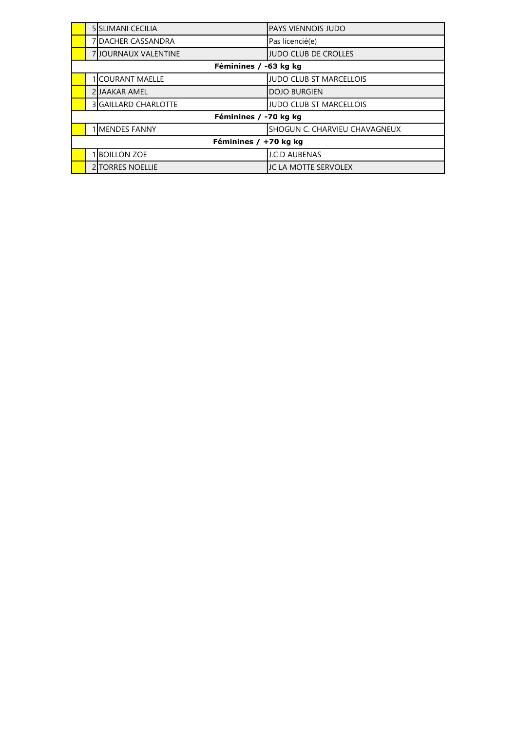| | | | |
|---|---|---|---|
| | 5 | SLIMANI CECILIA | PAYS VIENNOIS JUDO |
| | 7 | DACHER CASSANDRA | Pas licencié(e) |
| | 7 | JOURNAUX VALENTINE | JUDO CLUB DE CROLLES |
| **Féminines / -63 kg kg** | | | |
| | 1 | COURANT MAELLE | JUDO CLUB ST MARCELLOIS |
| | 2 | JAAKAR AMEL | DOJO BURGIEN |
| | 3 | GAILLARD CHARLOTTE | JUDO CLUB ST MARCELLOIS |
| **Féminines / -70 kg kg** | | | |
| | 1 | MENDES FANNY | SHOGUN C. CHARVIEU CHAVAGNEUX |
| **Féminines / +70 kg kg** | | | |
| | 1 | BOILLON ZOE | J.C.D AUBENAS |
| | 2 | TORRES NOELLIE | JC LA MOTTE SERVOLEX |